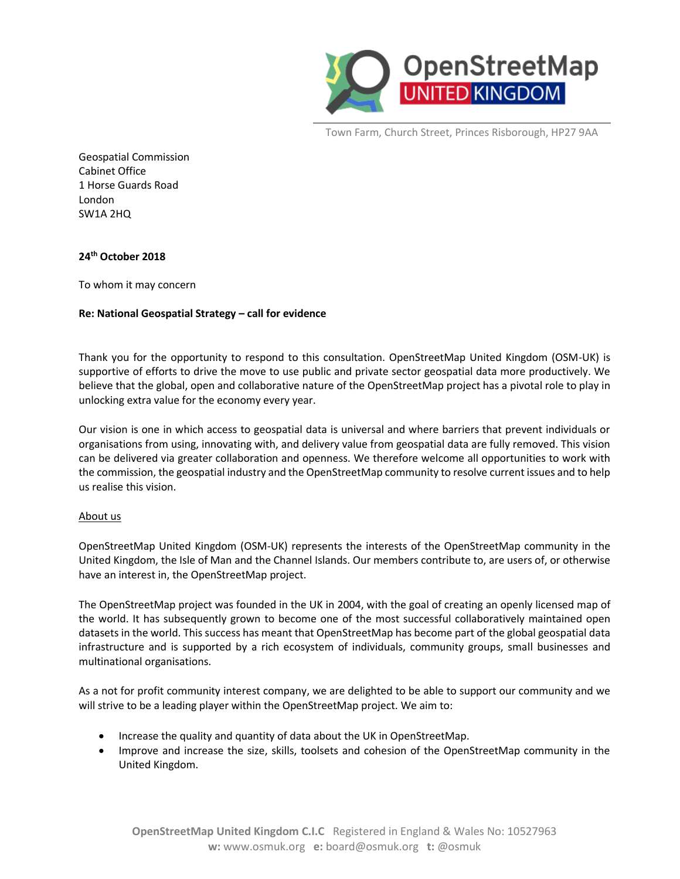Town Farm, Church Street, Princes Risborough, HP27 9AA

Geospatial Commission
Cabinet Office
1 Horse Guards Road
London
SW1A 2HQ

**24th October 2018**

To whom it may concern

**Re: National Geospatial Strategy – call for evidence**

Thank you for the opportunity to respond to this consultation. OpenStreetMap United Kingdom (OSM-UK) is supportive of efforts to drive the move to use public and private sector geospatial data more productively. We believe that the global, open and collaborative nature of the OpenStreetMap project has a pivotal role to play in unlocking extra value for the economy every year.

Our vision is one in which access to geospatial data is universal and where barriers that prevent individuals or organisations from using, innovating with, and delivery value from geospatial data are fully removed. This vision can be delivered via greater collaboration and openness. We therefore welcome all opportunities to work with the commission, the geospatial industry and the OpenStreetMap community to resolve current issues and to help us realise this vision.

## About us

OpenStreetMap United Kingdom (OSM-UK) represents the interests of the OpenStreetMap community in the United Kingdom, the Isle of Man and the Channel Islands. Our members contribute to, are users of, or otherwise have an interest in, the OpenStreetMap project.

The OpenStreetMap project was founded in the UK in 2004, with the goal of creating an openly licensed map of the world. It has subsequently grown to become one of the most successful collaboratively maintained open datasets in the world. This success has meant that OpenStreetMap has become part of the global geospatial data infrastructure and is supported by a rich ecosystem of individuals, community groups, small businesses and multinational organisations.

As a not for profit community interest company, we are delighted to be able to support our community and we will strive to be a leading player within the OpenStreetMap project. We aim to:

- Increase the quality and quantity of data about the UK in OpenStreetMap.
- Improve and increase the size, skills, toolsets and cohesion of the OpenStreetMap community in the United Kingdom.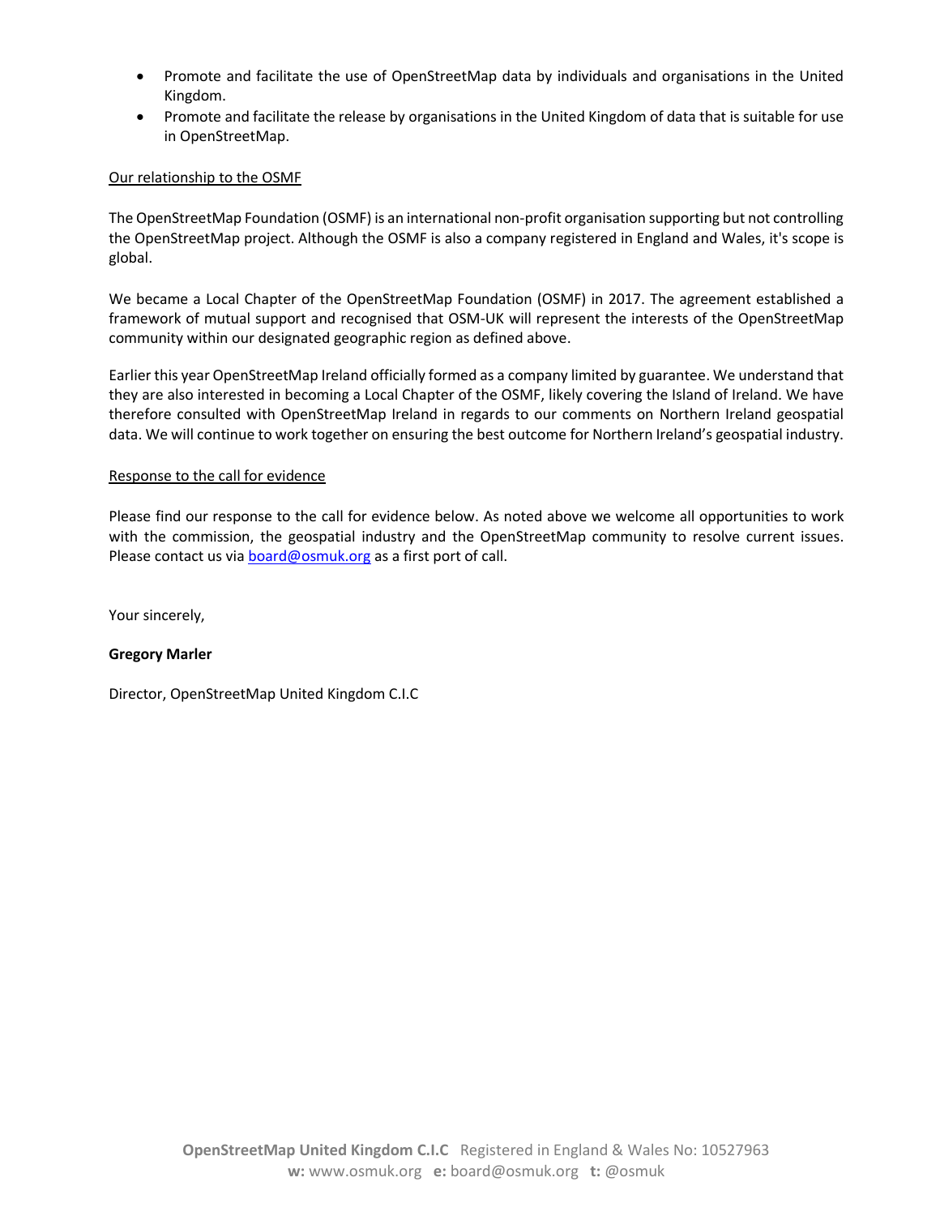- Promote and facilitate the use of OpenStreetMap data by individuals and organisations in the United Kingdom.
- Promote and facilitate the release by organisations in the United Kingdom of data that is suitable for use in OpenStreetMap.

Our relationship to the OSMF

The OpenStreetMap Foundation (OSMF) is an international non-profit organisation supporting but not controlling the OpenStreetMap project. Although the OSMF is also a company registered in England and Wales, it's scope is global.

We became a Local Chapter of the OpenStreetMap Foundation (OSMF) in 2017. The agreement established a framework of mutual support and recognised that OSM-UK will represent the interests of the OpenStreetMap community within our designated geographic region as defined above.

Earlier this year OpenStreetMap Ireland officially formed as a company limited by guarantee. We understand that they are also interested in becoming a Local Chapter of the OSMF, likely covering the Island of Ireland. We have therefore consulted with OpenStreetMap Ireland in regards to our comments on Northern Ireland geospatial data. We will continue to work together on ensuring the best outcome for Northern Ireland's geospatial industry.

Response to the call for evidence

Please find our response to the call for evidence below. As noted above we welcome all opportunities to work with the commission, the geospatial industry and the OpenStreetMap community to resolve current issues. Please contact us via board@osmuk.org as a first port of call.

Your sincerely,

**Gregory Marler**

Director, OpenStreetMap United Kingdom C.I.C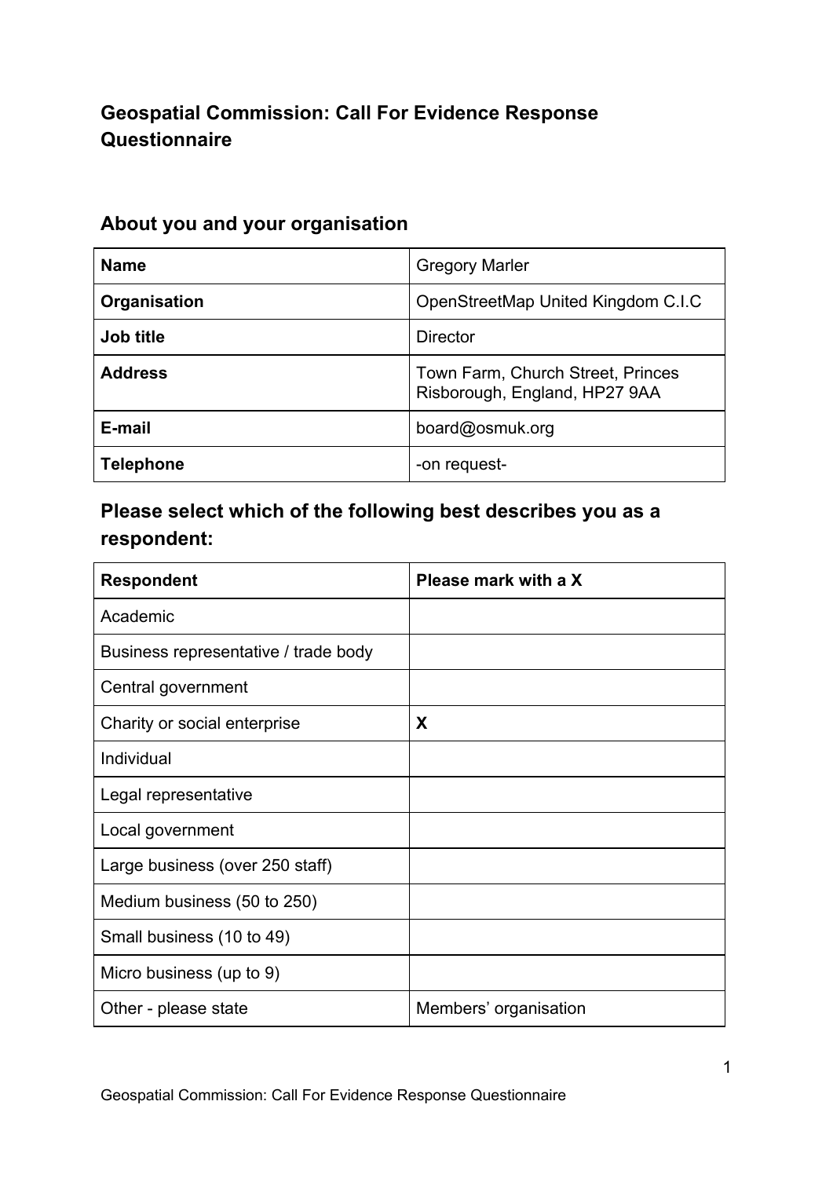**Geospatial Commission: Call For Evidence Response Questionnaire**

## About you and your organisation

| **Name** | Gregory Marler |
|---|---|
| **Organisation** | OpenStreetMap United Kingdom C.I.C |
| **Job title** | Director |
| **Address** | Town Farm, Church Street, Princes Risborough, England, HP27 9AA |
| **E-mail** | board@osmuk.org |
| **Telephone** | -on request- |

## Please select which of the following best describes you as a respondent:

| **Respondent** | **Please mark with a X** |
|---|---|
| Academic | |
| Business representative / trade body | |
| Central government | |
| Charity or social enterprise | **X** |
| Individual | |
| Legal representative | |
| Local government | |
| Large business (over 250 staff) | |
| Medium business (50 to 250) | |
| Small business (10 to 49) | |
| Micro business (up to 9) | |
| Other - please state | Members' organisation |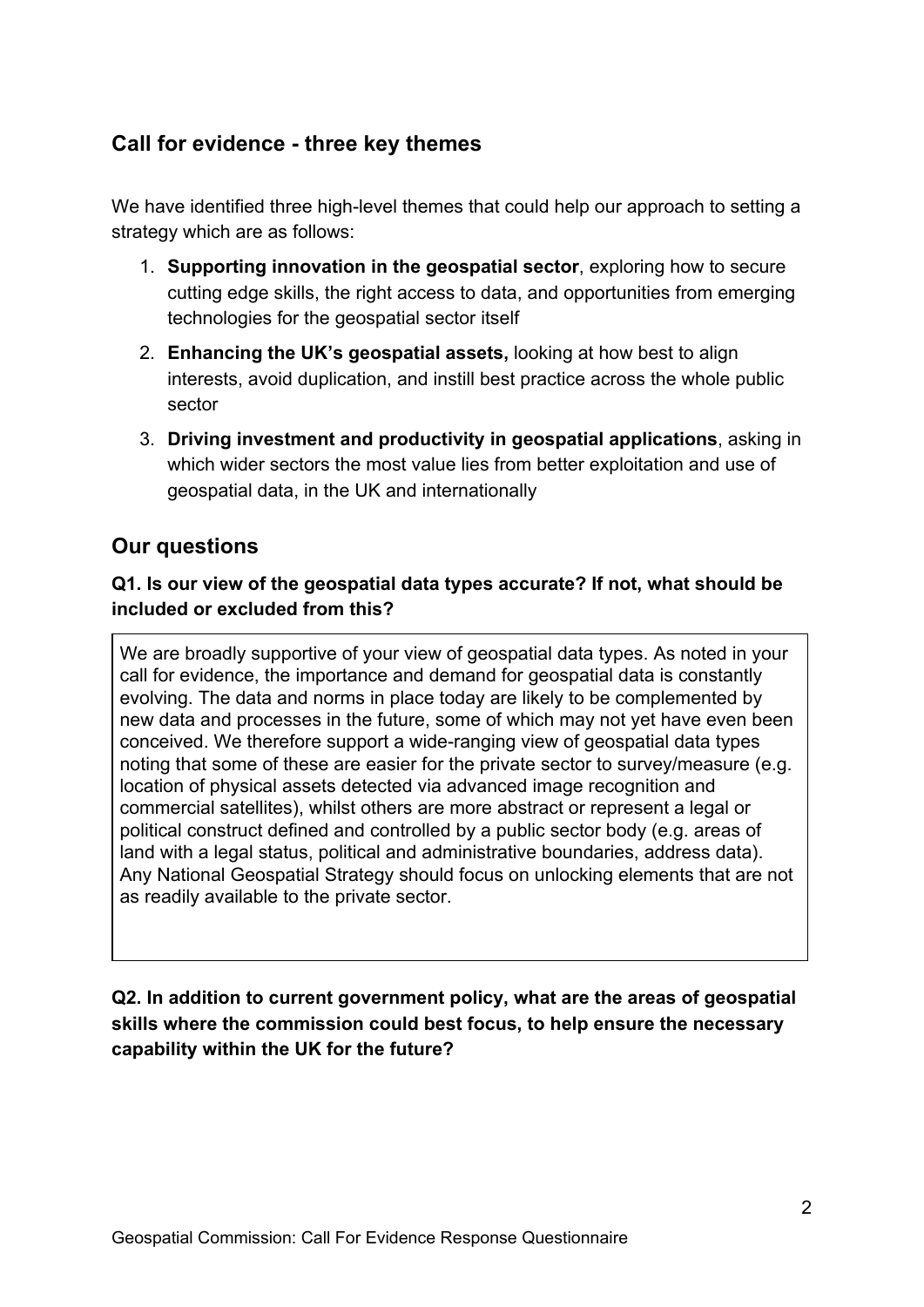## Call for evidence - three key themes

We have identified three high-level themes that could help our approach to setting a strategy which are as follows:

1. **Supporting innovation in the geospatial sector**, exploring how to secure cutting edge skills, the right access to data, and opportunities from emerging technologies for the geospatial sector itself
2. **Enhancing the UK's geospatial assets,** looking at how best to align interests, avoid duplication, and instill best practice across the whole public sector
3. **Driving investment and productivity in geospatial applications**, asking in which wider sectors the most value lies from better exploitation and use of geospatial data, in the UK and internationally

## Our questions

### Q1. Is our view of the geospatial data types accurate? If not, what should be included or excluded from this?

We are broadly supportive of your view of geospatial data types. As noted in your call for evidence, the importance and demand for geospatial data is constantly evolving. The data and norms in place today are likely to be complemented by new data and processes in the future, some of which may not yet have even been conceived. We therefore support a wide-ranging view of geospatial data types noting that some of these are easier for the private sector to survey/measure (e.g. location of physical assets detected via advanced image recognition and commercial satellites), whilst others are more abstract or represent a legal or political construct defined and controlled by a public sector body (e.g. areas of land with a legal status, political and administrative boundaries, address data). Any National Geospatial Strategy should focus on unlocking elements that are not as readily available to the private sector.

### Q2. In addition to current government policy, what are the areas of geospatial skills where the commission could best focus, to help ensure the necessary capability within the UK for the future?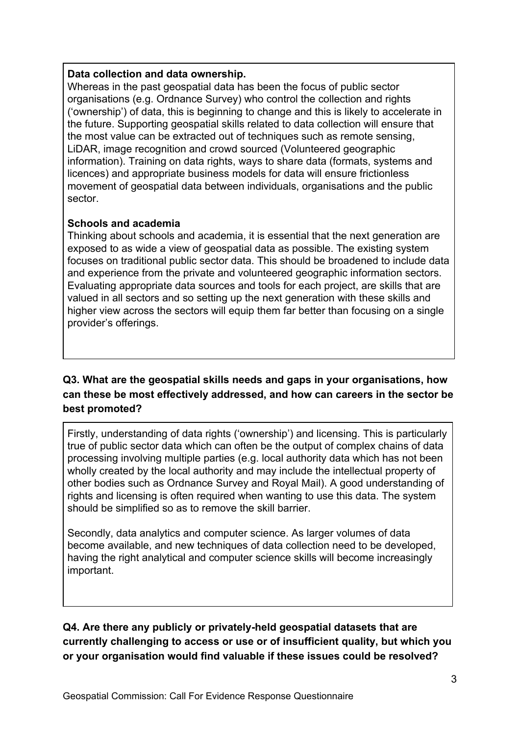**Data collection and data ownership.**

Whereas in the past geospatial data has been the focus of public sector organisations (e.g. Ordnance Survey) who control the collection and rights ('ownership') of data, this is beginning to change and this is likely to accelerate in the future. Supporting geospatial skills related to data collection will ensure that the most value can be extracted out of techniques such as remote sensing, LiDAR, image recognition and crowd sourced (Volunteered geographic information). Training on data rights, ways to share data (formats, systems and licences) and appropriate business models for data will ensure frictionless movement of geospatial data between individuals, organisations and the public sector.

**Schools and academia**

Thinking about schools and academia, it is essential that the next generation are exposed to as wide a view of geospatial data as possible. The existing system focuses on traditional public sector data. This should be broadened to include data and experience from the private and volunteered geographic information sectors. Evaluating appropriate data sources and tools for each project, are skills that are valued in all sectors and so setting up the next generation with these skills and higher view across the sectors will equip them far better than focusing on a single provider's offerings.

**Q3. What are the geospatial skills needs and gaps in your organisations, how can these be most effectively addressed, and how can careers in the sector be best promoted?**

Firstly, understanding of data rights ('ownership') and licensing. This is particularly true of public sector data which can often be the output of complex chains of data processing involving multiple parties (e.g. local authority data which has not been wholly created by the local authority and may include the intellectual property of other bodies such as Ordnance Survey and Royal Mail). A good understanding of rights and licensing is often required when wanting to use this data. The system should be simplified so as to remove the skill barrier.

Secondly, data analytics and computer science. As larger volumes of data become available, and new techniques of data collection need to be developed, having the right analytical and computer science skills will become increasingly important.

**Q4. Are there any publicly or privately-held geospatial datasets that are currently challenging to access or use or of insufficient quality, but which you or your organisation would find valuable if these issues could be resolved?**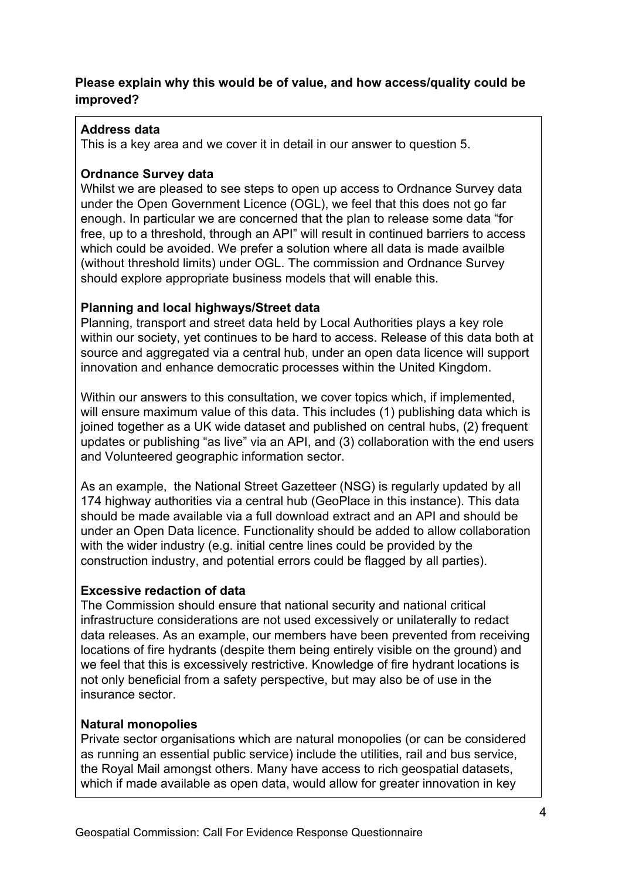**Please explain why this would be of value, and how access/quality could be improved?**

**Address data**
This is a key area and we cover it in detail in our answer to question 5.

**Ordnance Survey data**
Whilst we are pleased to see steps to open up access to Ordnance Survey data under the Open Government Licence (OGL), we feel that this does not go far enough. In particular we are concerned that the plan to release some data "for free, up to a threshold, through an API" will result in continued barriers to access which could be avoided. We prefer a solution where all data is made availble (without threshold limits) under OGL. The commission and Ordnance Survey should explore appropriate business models that will enable this.

**Planning and local highways/Street data**
Planning, transport and street data held by Local Authorities plays a key role within our society, yet continues to be hard to access. Release of this data both at source and aggregated via a central hub, under an open data licence will support innovation and enhance democratic processes within the United Kingdom.

Within our answers to this consultation, we cover topics which, if implemented, will ensure maximum value of this data. This includes (1) publishing data which is joined together as a UK wide dataset and published on central hubs, (2) frequent updates or publishing "as live" via an API, and (3) collaboration with the end users and Volunteered geographic information sector.

As an example, the National Street Gazetteer (NSG) is regularly updated by all 174 highway authorities via a central hub (GeoPlace in this instance). This data should be made available via a full download extract and an API and should be under an Open Data licence. Functionality should be added to allow collaboration with the wider industry (e.g. initial centre lines could be provided by the construction industry, and potential errors could be flagged by all parties).

**Excessive redaction of data**
The Commission should ensure that national security and national critical infrastructure considerations are not used excessively or unilaterally to redact data releases. As an example, our members have been prevented from receiving locations of fire hydrants (despite them being entirely visible on the ground) and we feel that this is excessively restrictive. Knowledge of fire hydrant locations is not only beneficial from a safety perspective, but may also be of use in the insurance sector.

**Natural monopolies**
Private sector organisations which are natural monopolies (or can be considered as running an essential public service) include the utilities, rail and bus service, the Royal Mail amongst others. Many have access to rich geospatial datasets, which if made available as open data, would allow for greater innovation in key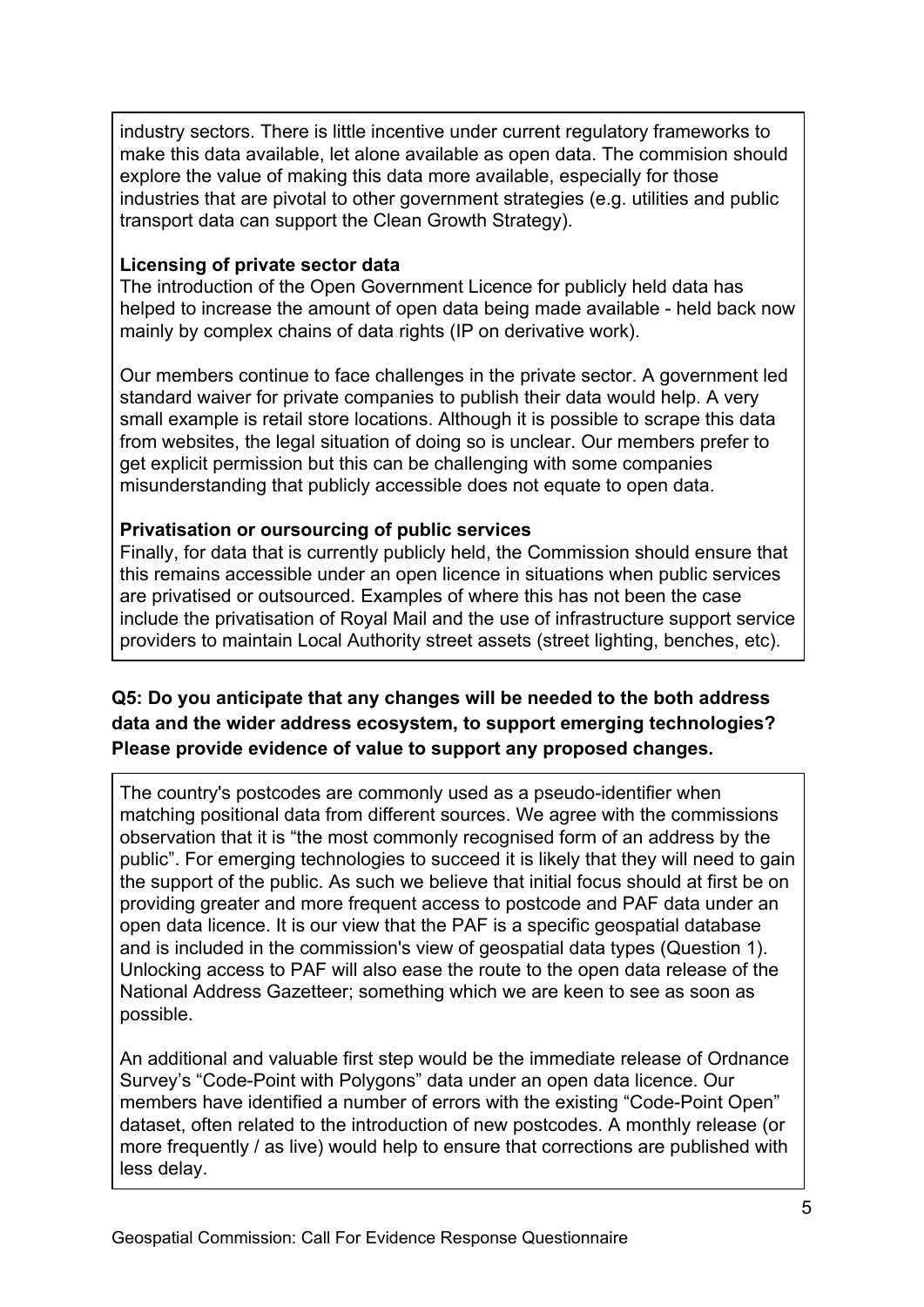industry sectors. There is little incentive under current regulatory frameworks to make this data available, let alone available as open data. The commision should explore the value of making this data more available, especially for those industries that are pivotal to other government strategies (e.g. utilities and public transport data can support the Clean Growth Strategy).

**Licensing of private sector data**

The introduction of the Open Government Licence for publicly held data has helped to increase the amount of open data being made available - held back now mainly by complex chains of data rights (IP on derivative work).

Our members continue to face challenges in the private sector. A government led standard waiver for private companies to publish their data would help. A very small example is retail store locations. Although it is possible to scrape this data from websites, the legal situation of doing so is unclear. Our members prefer to get explicit permission but this can be challenging with some companies misunderstanding that publicly accessible does not equate to open data.

**Privatisation or oursourcing of public services**

Finally, for data that is currently publicly held, the Commission should ensure that this remains accessible under an open licence in situations when public services are privatised or outsourced. Examples of where this has not been the case include the privatisation of Royal Mail and the use of infrastructure support service providers to maintain Local Authority street assets (street lighting, benches, etc).

**Q5: Do you anticipate that any changes will be needed to the both address data and the wider address ecosystem, to support emerging technologies? Please provide evidence of value to support any proposed changes.**

The country's postcodes are commonly used as a pseudo-identifier when matching positional data from different sources. We agree with the commissions observation that it is "the most commonly recognised form of an address by the public". For emerging technologies to succeed it is likely that they will need to gain the support of the public. As such we believe that initial focus should at first be on providing greater and more frequent access to postcode and PAF data under an open data licence. It is our view that the PAF is a specific geospatial database and is included in the commission's view of geospatial data types (Question 1). Unlocking access to PAF will also ease the route to the open data release of the National Address Gazetteer; something which we are keen to see as soon as possible.

An additional and valuable first step would be the immediate release of Ordnance Survey's "Code-Point with Polygons" data under an open data licence. Our members have identified a number of errors with the existing "Code-Point Open" dataset, often related to the introduction of new postcodes. A monthly release (or more frequently / as live) would help to ensure that corrections are published with less delay.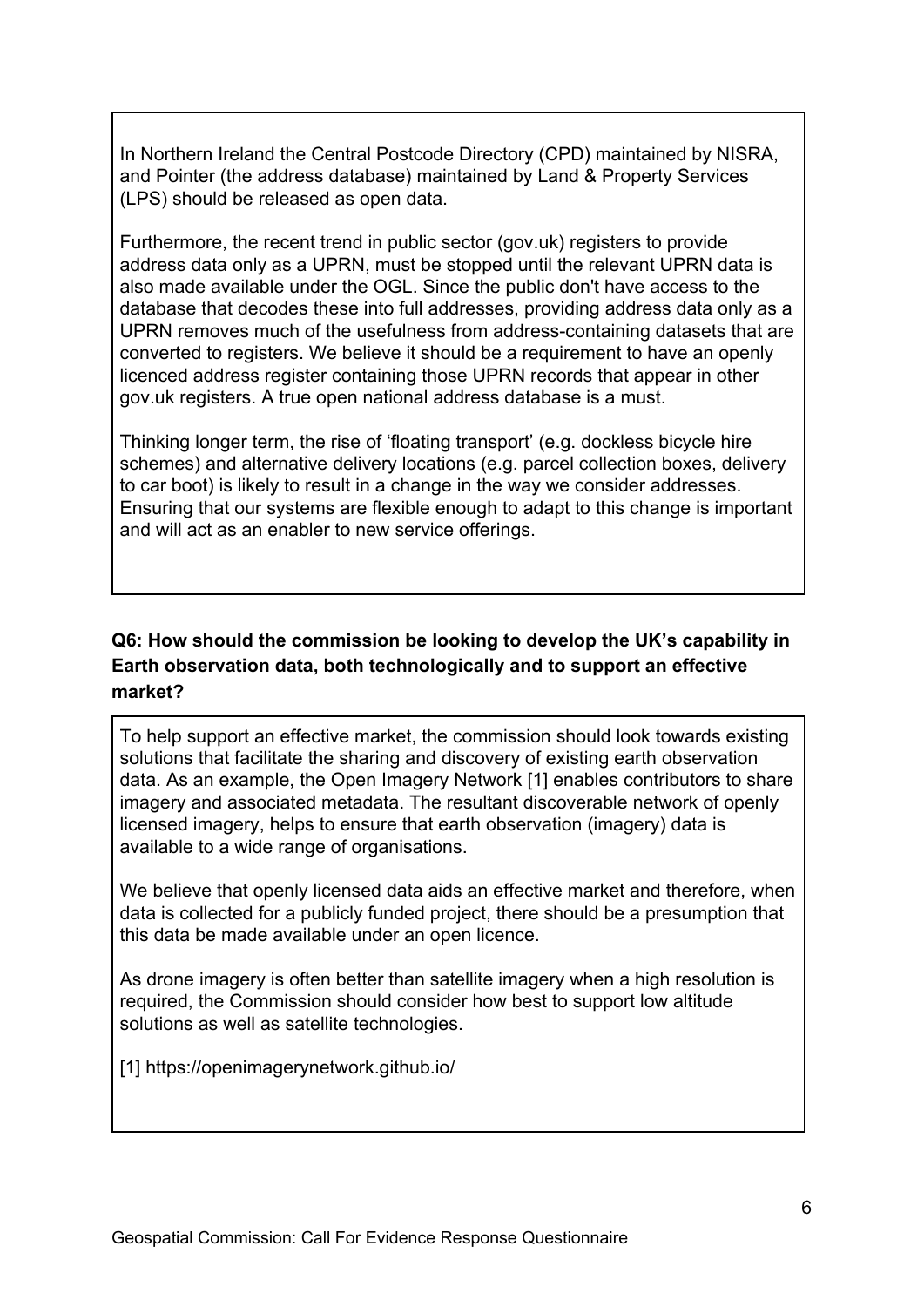In Northern Ireland the Central Postcode Directory (CPD) maintained by NISRA, and Pointer (the address database) maintained by Land & Property Services (LPS) should be released as open data.

Furthermore, the recent trend in public sector (gov.uk) registers to provide address data only as a UPRN, must be stopped until the relevant UPRN data is also made available under the OGL. Since the public don't have access to the database that decodes these into full addresses, providing address data only as a UPRN removes much of the usefulness from address-containing datasets that are converted to registers. We believe it should be a requirement to have an openly licenced address register containing those UPRN records that appear in other gov.uk registers. A true open national address database is a must.

Thinking longer term, the rise of 'floating transport' (e.g. dockless bicycle hire schemes) and alternative delivery locations (e.g. parcel collection boxes, delivery to car boot) is likely to result in a change in the way we consider addresses. Ensuring that our systems are flexible enough to adapt to this change is important and will act as an enabler to new service offerings.

**Q6: How should the commission be looking to develop the UK's capability in Earth observation data, both technologically and to support an effective market?**

To help support an effective market, the commission should look towards existing solutions that facilitate the sharing and discovery of existing earth observation data. As an example, the Open Imagery Network [1] enables contributors to share imagery and associated metadata. The resultant discoverable network of openly licensed imagery, helps to ensure that earth observation (imagery) data is available to a wide range of organisations.

We believe that openly licensed data aids an effective market and therefore, when data is collected for a publicly funded project, there should be a presumption that this data be made available under an open licence.

As drone imagery is often better than satellite imagery when a high resolution is required, the Commission should consider how best to support low altitude solutions as well as satellite technologies.

[1] https://openimagerynetwork.github.io/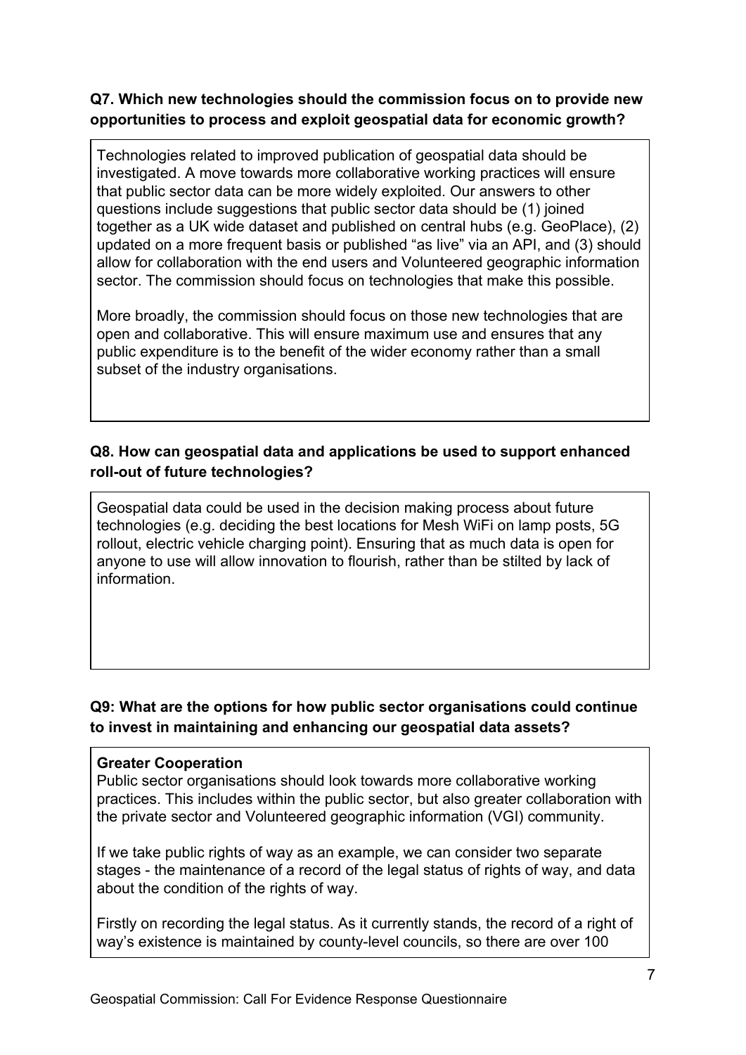**Q7. Which new technologies should the commission focus on to provide new opportunities to process and exploit geospatial data for economic growth?**

Technologies related to improved publication of geospatial data should be investigated. A move towards more collaborative working practices will ensure that public sector data can be more widely exploited. Our answers to other questions include suggestions that public sector data should be (1) joined together as a UK wide dataset and published on central hubs (e.g. GeoPlace), (2) updated on a more frequent basis or published "as live" via an API, and (3) should allow for collaboration with the end users and Volunteered geographic information sector. The commission should focus on technologies that make this possible.

More broadly, the commission should focus on those new technologies that are open and collaborative. This will ensure maximum use and ensures that any public expenditure is to the benefit of the wider economy rather than a small subset of the industry organisations.

**Q8. How can geospatial data and applications be used to support enhanced roll-out of future technologies?**

Geospatial data could be used in the decision making process about future technologies (e.g. deciding the best locations for Mesh WiFi on lamp posts, 5G rollout, electric vehicle charging point). Ensuring that as much data is open for anyone to use will allow innovation to flourish, rather than be stilted by lack of information.

**Q9: What are the options for how public sector organisations could continue to invest in maintaining and enhancing our geospatial data assets?**

**Greater Cooperation**
Public sector organisations should look towards more collaborative working practices. This includes within the public sector, but also greater collaboration with the private sector and Volunteered geographic information (VGI) community.

If we take public rights of way as an example, we can consider two separate stages - the maintenance of a record of the legal status of rights of way, and data about the condition of the rights of way.

Firstly on recording the legal status. As it currently stands, the record of a right of way's existence is maintained by county-level councils, so there are over 100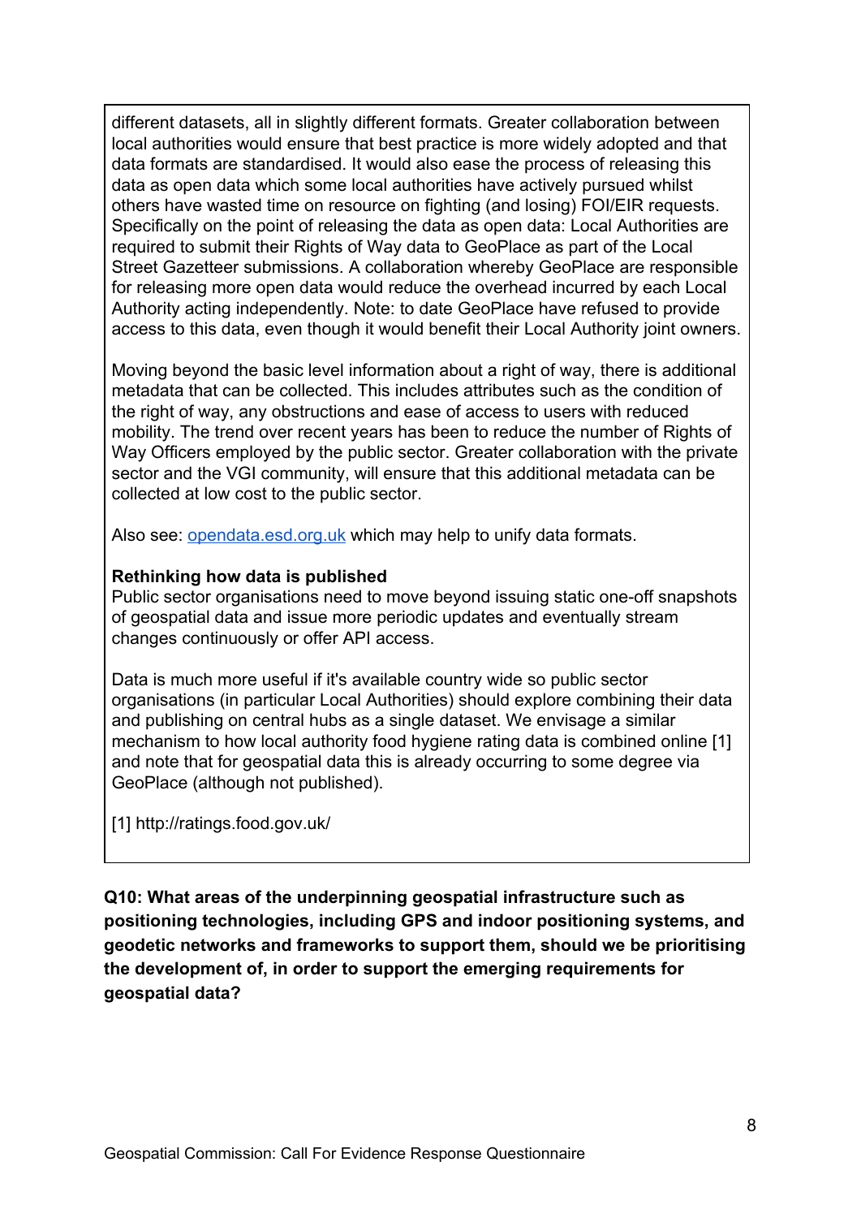different datasets, all in slightly different formats. Greater collaboration between local authorities would ensure that best practice is more widely adopted and that data formats are standardised. It would also ease the process of releasing this data as open data which some local authorities have actively pursued whilst others have wasted time on resource on fighting (and losing) FOI/EIR requests. Specifically on the point of releasing the data as open data: Local Authorities are required to submit their Rights of Way data to GeoPlace as part of the Local Street Gazetteer submissions. A collaboration whereby GeoPlace are responsible for releasing more open data would reduce the overhead incurred by each Local Authority acting independently. Note: to date GeoPlace have refused to provide access to this data, even though it would benefit their Local Authority joint owners.

Moving beyond the basic level information about a right of way, there is additional metadata that can be collected. This includes attributes such as the condition of the right of way, any obstructions and ease of access to users with reduced mobility. The trend over recent years has been to reduce the number of Rights of Way Officers employed by the public sector. Greater collaboration with the private sector and the VGI community, will ensure that this additional metadata can be collected at low cost to the public sector.

Also see: [opendata.esd.org.uk](opendata.esd.org.uk) which may help to unify data formats.

**Rethinking how data is published**

Public sector organisations need to move beyond issuing static one-off snapshots of geospatial data and issue more periodic updates and eventually stream changes continuously or offer API access.

Data is much more useful if it's available country wide so public sector organisations (in particular Local Authorities) should explore combining their data and publishing on central hubs as a single dataset. We envisage a similar mechanism to how local authority food hygiene rating data is combined online [1] and note that for geospatial data this is already occurring to some degree via GeoPlace (although not published).

[1] http://ratings.food.gov.uk/

**Q10: What areas of the underpinning geospatial infrastructure such as positioning technologies, including GPS and indoor positioning systems, and geodetic networks and frameworks to support them, should we be prioritising the development of, in order to support the emerging requirements for geospatial data?**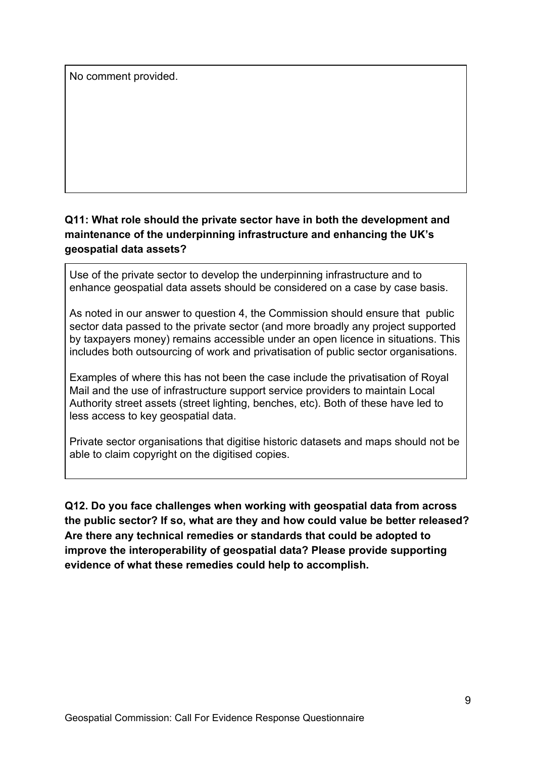No comment provided.

**Q11: What role should the private sector have in both the development and maintenance of the underpinning infrastructure and enhancing the UK's geospatial data assets?**

Use of the private sector to develop the underpinning infrastructure and to enhance geospatial data assets should be considered on a case by case basis.

As noted in our answer to question 4, the Commission should ensure that public sector data passed to the private sector (and more broadly any project supported by taxpayers money) remains accessible under an open licence in situations. This includes both outsourcing of work and privatisation of public sector organisations.

Examples of where this has not been the case include the privatisation of Royal Mail and the use of infrastructure support service providers to maintain Local Authority street assets (street lighting, benches, etc). Both of these have led to less access to key geospatial data.

Private sector organisations that digitise historic datasets and maps should not be able to claim copyright on the digitised copies.

**Q12. Do you face challenges when working with geospatial data from across the public sector? If so, what are they and how could value be better released? Are there any technical remedies or standards that could be adopted to improve the interoperability of geospatial data? Please provide supporting evidence of what these remedies could help to accomplish.**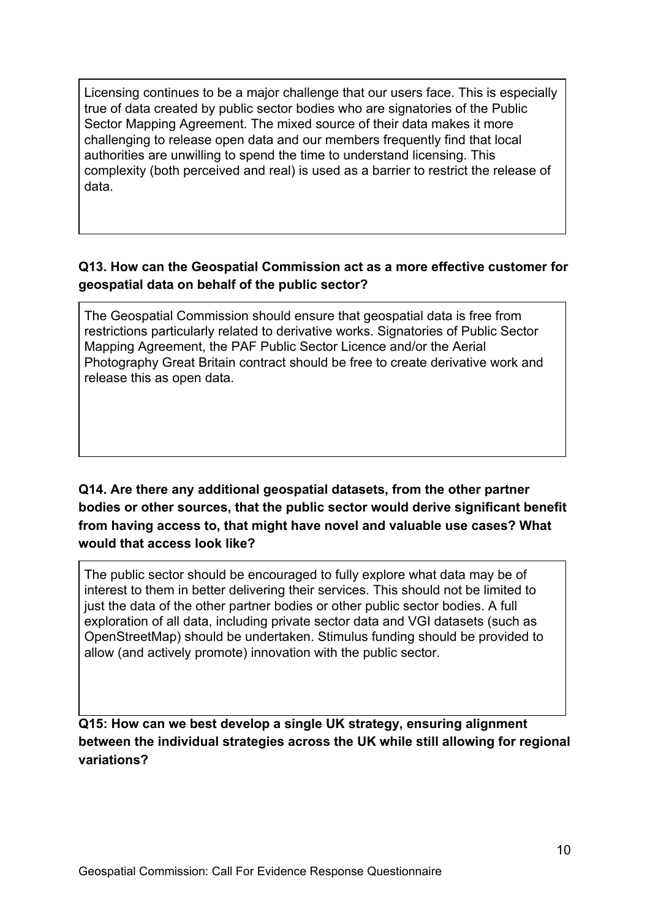Licensing continues to be a major challenge that our users face. This is especially true of data created by public sector bodies who are signatories of the Public Sector Mapping Agreement. The mixed source of their data makes it more challenging to release open data and our members frequently find that local authorities are unwilling to spend the time to understand licensing. This complexity (both perceived and real) is used as a barrier to restrict the release of data.

**Q13. How can the Geospatial Commission act as a more effective customer for geospatial data on behalf of the public sector?**

The Geospatial Commission should ensure that geospatial data is free from restrictions particularly related to derivative works. Signatories of Public Sector Mapping Agreement, the PAF Public Sector Licence and/or the Aerial Photography Great Britain contract should be free to create derivative work and release this as open data.

**Q14. Are there any additional geospatial datasets, from the other partner bodies or other sources, that the public sector would derive significant benefit from having access to, that might have novel and valuable use cases? What would that access look like?**

The public sector should be encouraged to fully explore what data may be of interest to them in better delivering their services. This should not be limited to just the data of the other partner bodies or other public sector bodies. A full exploration of all data, including private sector data and VGI datasets (such as OpenStreetMap) should be undertaken. Stimulus funding should be provided to allow (and actively promote) innovation with the public sector.

**Q15: How can we best develop a single UK strategy, ensuring alignment between the individual strategies across the UK while still allowing for regional variations?**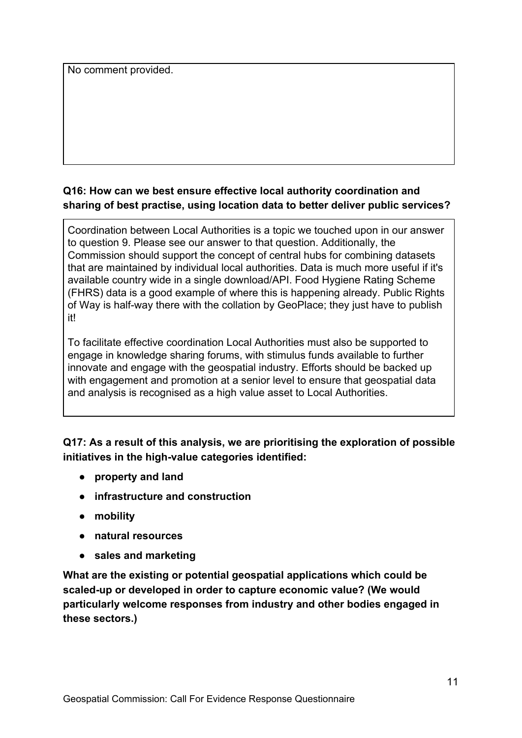No comment provided.

**Q16: How can we best ensure effective local authority coordination and sharing of best practise, using location data to better deliver public services?**

Coordination between Local Authorities is a topic we touched upon in our answer to question 9. Please see our answer to that question. Additionally, the Commission should support the concept of central hubs for combining datasets that are maintained by individual local authorities. Data is much more useful if it's available country wide in a single download/API. Food Hygiene Rating Scheme (FHRS) data is a good example of where this is happening already. Public Rights of Way is half-way there with the collation by GeoPlace; they just have to publish it!

To facilitate effective coordination Local Authorities must also be supported to engage in knowledge sharing forums, with stimulus funds available to further innovate and engage with the geospatial industry. Efforts should be backed up with engagement and promotion at a senior level to ensure that geospatial data and analysis is recognised as a high value asset to Local Authorities.

**Q17: As a result of this analysis, we are prioritising the exploration of possible initiatives in the high-value categories identified:**

- **property and land**
- **infrastructure and construction**
- **mobility**
- **natural resources**
- **sales and marketing**

**What are the existing or potential geospatial applications which could be scaled-up or developed in order to capture economic value? (We would particularly welcome responses from industry and other bodies engaged in these sectors.)**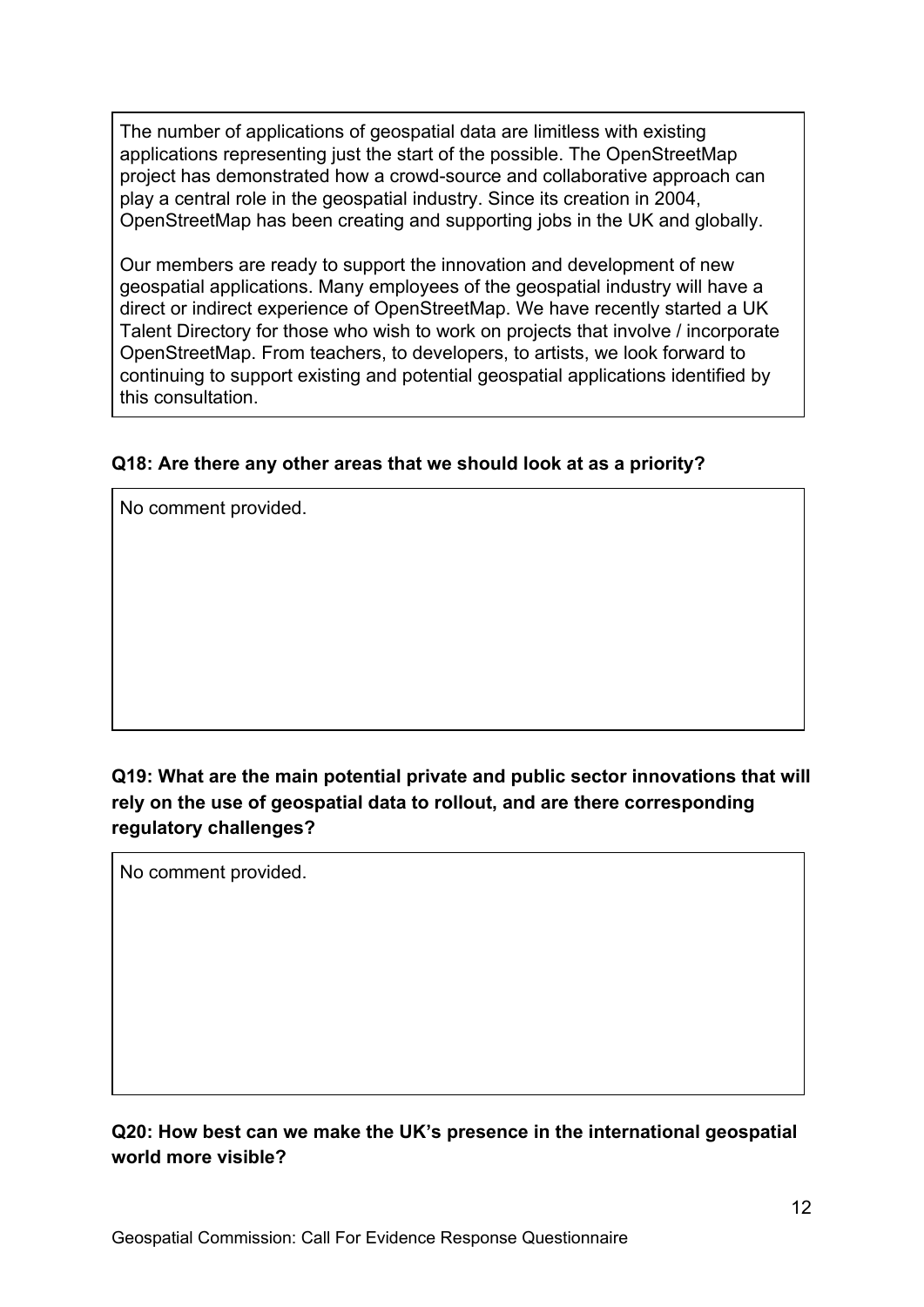The number of applications of geospatial data are limitless with existing applications representing just the start of the possible. The OpenStreetMap project has demonstrated how a crowd-source and collaborative approach can play a central role in the geospatial industry. Since its creation in 2004, OpenStreetMap has been creating and supporting jobs in the UK and globally.

Our members are ready to support the innovation and development of new geospatial applications. Many employees of the geospatial industry will have a direct or indirect experience of OpenStreetMap. We have recently started a UK Talent Directory for those who wish to work on projects that involve / incorporate OpenStreetMap. From teachers, to developers, to artists, we look forward to continuing to support existing and potential geospatial applications identified by this consultation.

**Q18: Are there any other areas that we should look at as a priority?**

No comment provided.

**Q19: What are the main potential private and public sector innovations that will rely on the use of geospatial data to rollout, and are there corresponding regulatory challenges?**

No comment provided.

**Q20: How best can we make the UK's presence in the international geospatial world more visible?**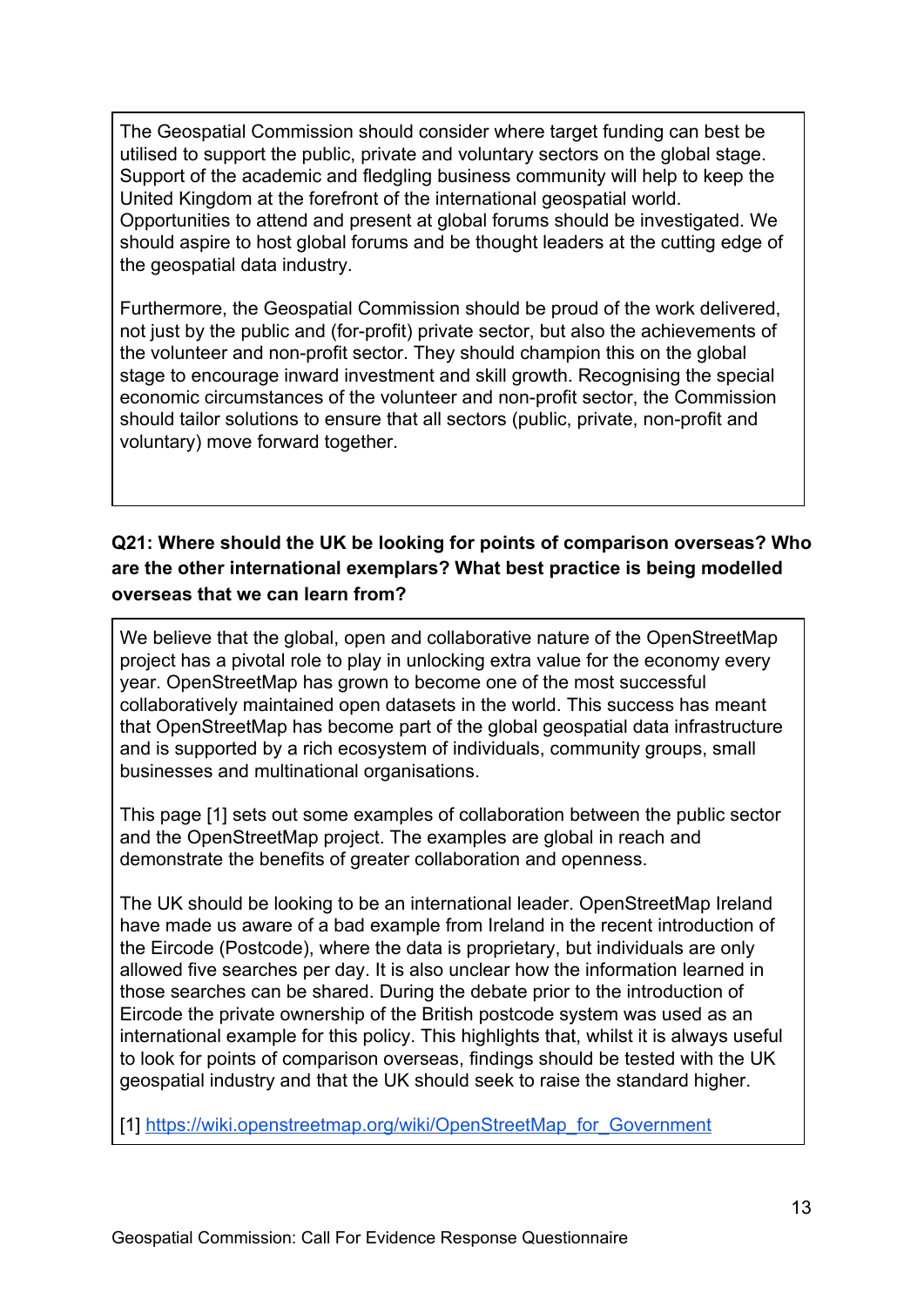The Geospatial Commission should consider where target funding can best be utilised to support the public, private and voluntary sectors on the global stage. Support of the academic and fledgling business community will help to keep the United Kingdom at the forefront of the international geospatial world. Opportunities to attend and present at global forums should be investigated. We should aspire to host global forums and be thought leaders at the cutting edge of the geospatial data industry.

Furthermore, the Geospatial Commission should be proud of the work delivered, not just by the public and (for-profit) private sector, but also the achievements of the volunteer and non-profit sector. They should champion this on the global stage to encourage inward investment and skill growth. Recognising the special economic circumstances of the volunteer and non-profit sector, the Commission should tailor solutions to ensure that all sectors (public, private, non-profit and voluntary) move forward together.

**Q21: Where should the UK be looking for points of comparison overseas? Who are the other international exemplars? What best practice is being modelled overseas that we can learn from?**

We believe that the global, open and collaborative nature of the OpenStreetMap project has a pivotal role to play in unlocking extra value for the economy every year. OpenStreetMap has grown to become one of the most successful collaboratively maintained open datasets in the world. This success has meant that OpenStreetMap has become part of the global geospatial data infrastructure and is supported by a rich ecosystem of individuals, community groups, small businesses and multinational organisations.

This page [1] sets out some examples of collaboration between the public sector and the OpenStreetMap project. The examples are global in reach and demonstrate the benefits of greater collaboration and openness.

The UK should be looking to be an international leader. OpenStreetMap Ireland have made us aware of a bad example from Ireland in the recent introduction of the Eircode (Postcode), where the data is proprietary, but individuals are only allowed five searches per day. It is also unclear how the information learned in those searches can be shared. During the debate prior to the introduction of Eircode the private ownership of the British postcode system was used as an international example for this policy. This highlights that, whilst it is always useful to look for points of comparison overseas, findings should be tested with the UK geospatial industry and that the UK should seek to raise the standard higher.

[1] https://wiki.openstreetmap.org/wiki/OpenStreetMap_for_Government